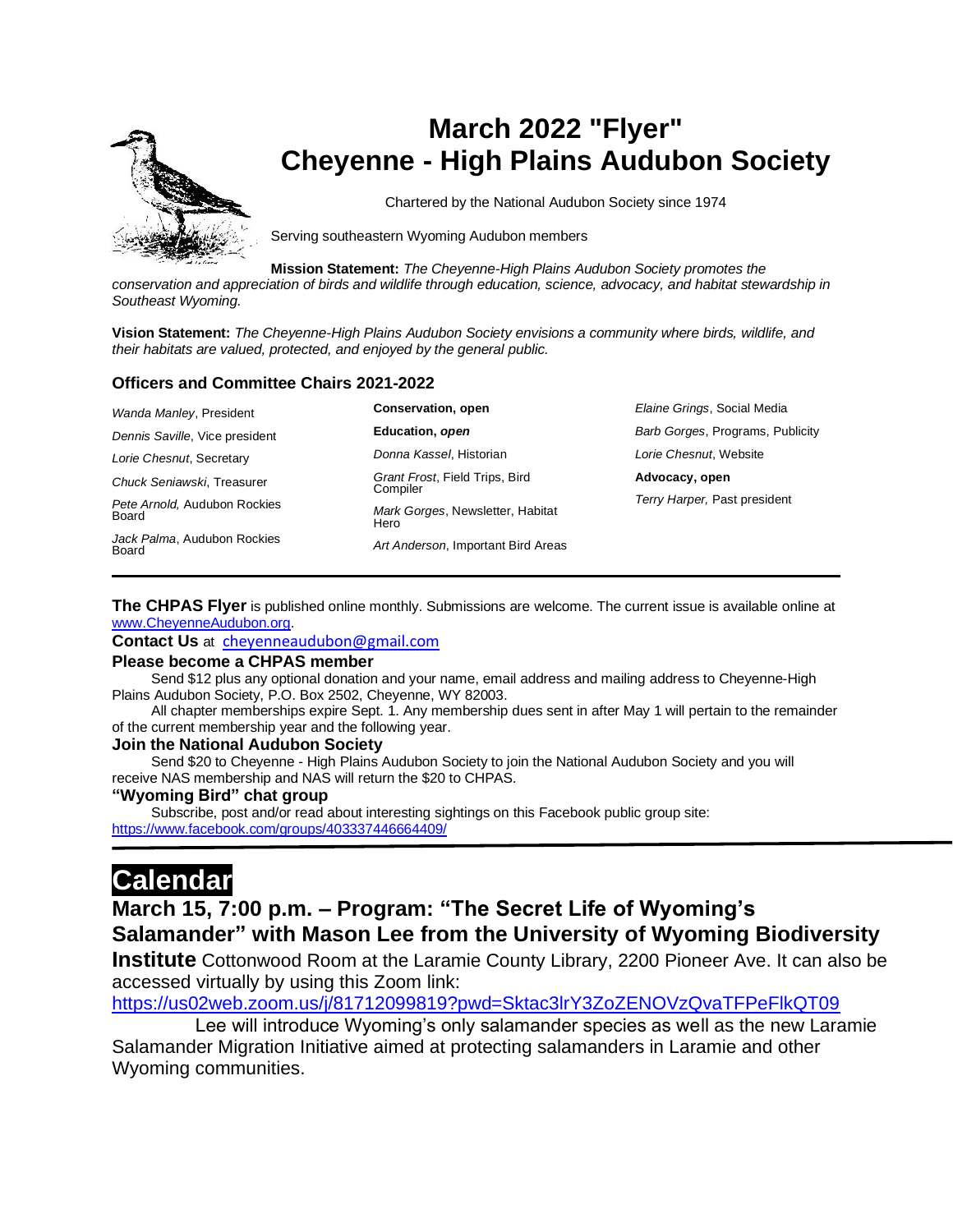# March 2022 "Flyer"
# Cheyenne - High Plains Audubon Society

Chartered by the National Audubon Society since 1974

Serving southeastern Wyoming Audubon members

**Mission Statement:** *The Cheyenne-High Plains Audubon Society promotes the conservation and appreciation of birds and wildlife through education, science, advocacy, and habitat stewardship in Southeast Wyoming.*

**Vision Statement:** *The Cheyenne-High Plains Audubon Society envisions a community where birds, wildlife, and their habitats are valued, protected, and enjoyed by the general public.*

### Officers and Committee Chairs 2021-2022

*Wanda Manley*, President

*Dennis Saville*, Vice president

*Lorie Chesnut*, Secretary

*Chuck Seniawski*, Treasurer

*Pete Arnold,* Audubon Rockies Board

*Jack Palma*, Audubon Rockies Board

**Conservation, open**

**Education, *open***

*Donna Kassel*, Historian

*Grant Frost*, Field Trips, Bird Compiler

*Mark Gorges*, Newsletter, Habitat Hero

*Art Anderson*, Important Bird Areas

*Elaine Grings*, Social Media

*Barb Gorges*, Programs, Publicity

*Lorie Chesnut*, Website

**Advocacy, open**

*Terry Harper,* Past president

---

**The CHPAS Flyer** is published online monthly. Submissions are welcome. The current issue is available online at www.CheyenneAudubon.org.

**Contact Us** at cheyenneaudubon@gmail.com

**Please become a CHPAS member**

Send $12 plus any optional donation and your name, email address and mailing address to Cheyenne-High Plains Audubon Society, P.O. Box 2502, Cheyenne, WY 82003.

All chapter memberships expire Sept. 1. Any membership dues sent in after May 1 will pertain to the remainder of the current membership year and the following year.

**Join the National Audubon Society**

Send $20 to Cheyenne - High Plains Audubon Society to join the National Audubon Society and you will receive NAS membership and NAS will return the $20 to CHPAS.

**"Wyoming Bird" chat group**

Subscribe, post and/or read about interesting sightings on this Facebook public group site: https://www.facebook.com/groups/403337446664409/

---

## Calendar

### March 15, 7:00 p.m. – Program: "The Secret Life of Wyoming's Salamander" with Mason Lee from the University of Wyoming Biodiversity Institute

Cottonwood Room at the Laramie County Library, 2200 Pioneer Ave. It can also be accessed virtually by using this Zoom link: https://us02web.zoom.us/j/81712099819?pwd=Sktac3lrY3ZoZENOVzQvaTFPeFlkQT09

Lee will introduce Wyoming's only salamander species as well as the new Laramie Salamander Migration Initiative aimed at protecting salamanders in Laramie and other Wyoming communities.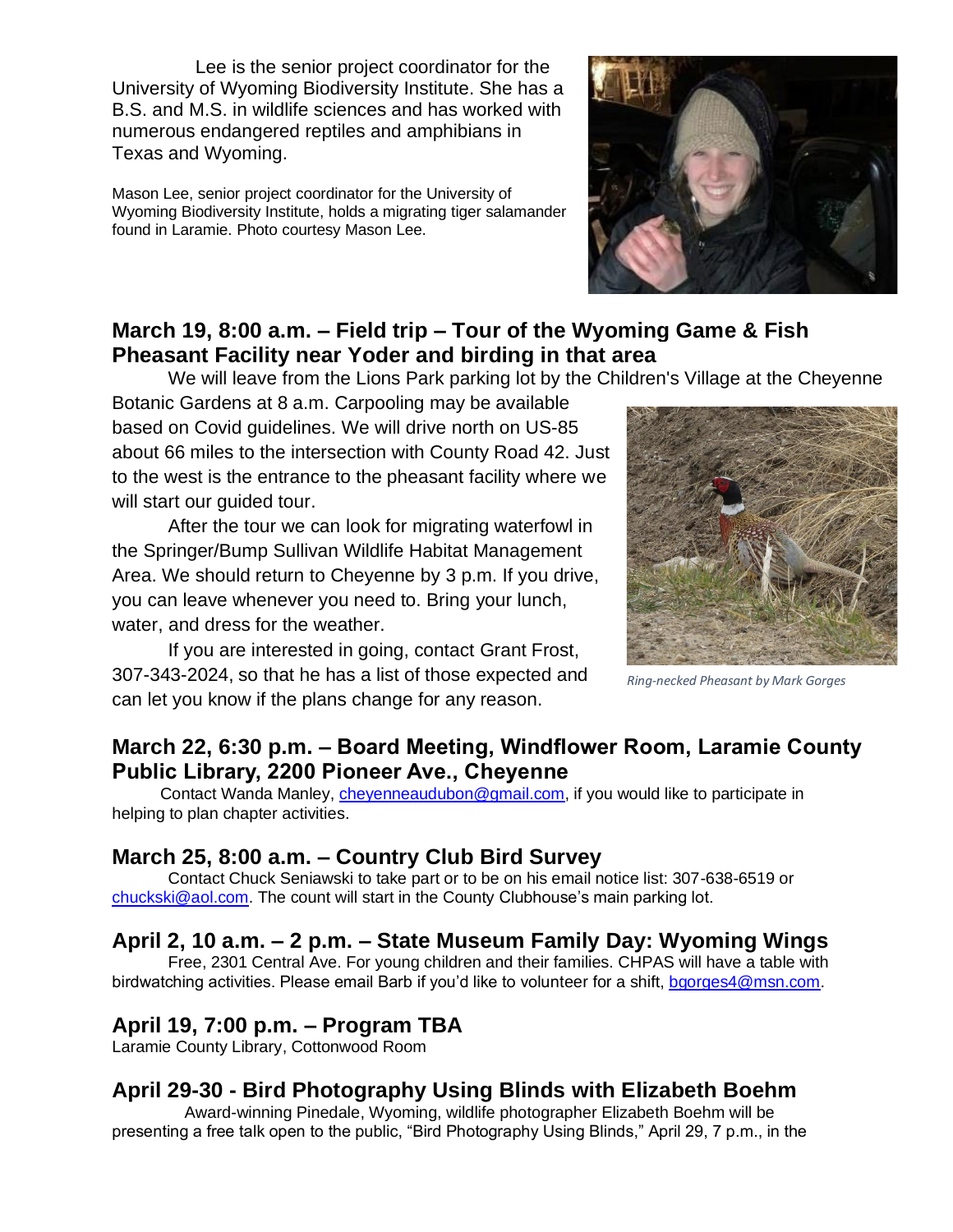Lee is the senior project coordinator for the University of Wyoming Biodiversity Institute. She has a B.S. and M.S. in wildlife sciences and has worked with numerous endangered reptiles and amphibians in Texas and Wyoming.

Mason Lee, senior project coordinator for the University of Wyoming Biodiversity Institute, holds a migrating tiger salamander found in Laramie. Photo courtesy Mason Lee.

## March 19, 8:00 a.m. – Field trip – Tour of the Wyoming Game & Fish Pheasant Facility near Yoder and birding in that area

We will leave from the Lions Park parking lot by the Children's Village at the Cheyenne Botanic Gardens at 8 a.m. Carpooling may be available based on Covid guidelines. We will drive north on US-85 about 66 miles to the intersection with County Road 42. Just to the west is the entrance to the pheasant facility where we will start our guided tour.

After the tour we can look for migrating waterfowl in the Springer/Bump Sullivan Wildlife Habitat Management Area. We should return to Cheyenne by 3 p.m. If you drive, you can leave whenever you need to. Bring your lunch, water, and dress for the weather.

If you are interested in going, contact Grant Frost, 307-343-2024, so that he has a list of those expected and can let you know if the plans change for any reason.

*Ring-necked Pheasant by Mark Gorges*

## March 22, 6:30 p.m. – Board Meeting, Windflower Room, Laramie County Public Library, 2200 Pioneer Ave., Cheyenne

Contact Wanda Manley, cheyenneaudubon@gmail.com, if you would like to participate in helping to plan chapter activities.

## March 25, 8:00 a.m. – Country Club Bird Survey

Contact Chuck Seniawski to take part or to be on his email notice list: 307-638-6519 or chuckski@aol.com. The count will start in the County Clubhouse's main parking lot.

## April 2, 10 a.m. – 2 p.m. – State Museum Family Day: Wyoming Wings

Free, 2301 Central Ave. For young children and their families. CHPAS will have a table with birdwatching activities. Please email Barb if you'd like to volunteer for a shift, bgorges4@msn.com.

## April 19, 7:00 p.m. – Program TBA

Laramie County Library, Cottonwood Room

## April 29-30 - Bird Photography Using Blinds with Elizabeth Boehm

Award-winning Pinedale, Wyoming, wildlife photographer Elizabeth Boehm will be presenting a free talk open to the public, "Bird Photography Using Blinds," April 29, 7 p.m., in the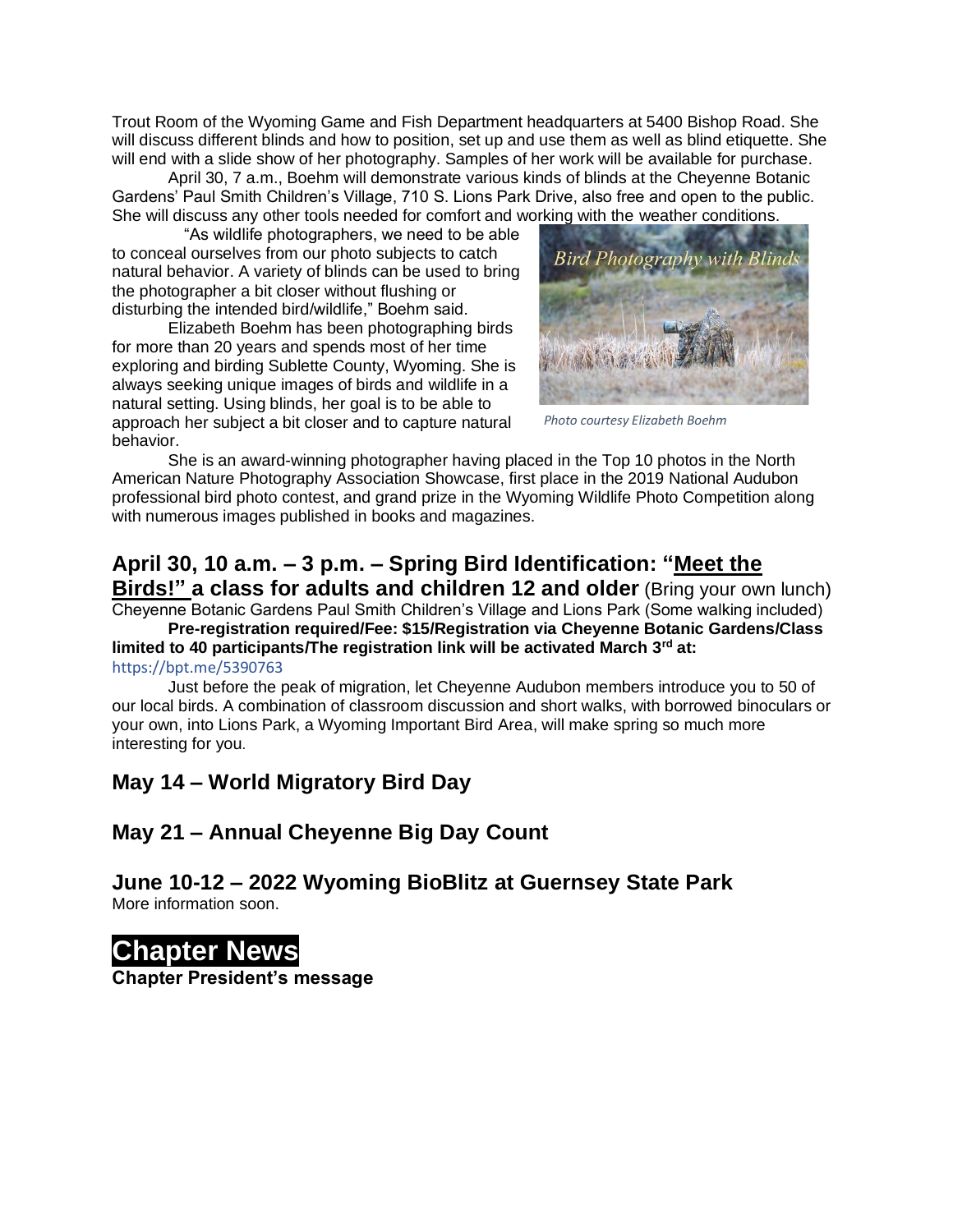Trout Room of the Wyoming Game and Fish Department headquarters at 5400 Bishop Road. She will discuss different blinds and how to position, set up and use them as well as blind etiquette. She will end with a slide show of her photography. Samples of her work will be available for purchase.

April 30, 7 a.m., Boehm will demonstrate various kinds of blinds at the Cheyenne Botanic Gardens' Paul Smith Children's Village, 710 S. Lions Park Drive, also free and open to the public. She will discuss any other tools needed for comfort and working with the weather conditions.

"As wildlife photographers, we need to be able to conceal ourselves from our photo subjects to catch natural behavior. A variety of blinds can be used to bring the photographer a bit closer without flushing or disturbing the intended bird/wildlife," Boehm said.

*Photo courtesy Elizabeth Boehm*

Elizabeth Boehm has been photographing birds for more than 20 years and spends most of her time exploring and birding Sublette County, Wyoming. She is always seeking unique images of birds and wildlife in a natural setting. Using blinds, her goal is to be able to approach her subject a bit closer and to capture natural behavior.

She is an award-winning photographer having placed in the Top 10 photos in the North American Nature Photography Association Showcase, first place in the 2019 National Audubon professional bird photo contest, and grand prize in the Wyoming Wildlife Photo Competition along with numerous images published in books and magazines.

## April 30, 10 a.m. – 3 p.m. – Spring Bird Identification: "Meet the Birds!" a class for adults and children 12 and older (Bring your own lunch)

Cheyenne Botanic Gardens Paul Smith Children's Village and Lions Park (Some walking included)

**Pre-registration required/Fee: $15/Registration via Cheyenne Botanic Gardens/Class limited to 40 participants/The registration link will be activated March 3rd at:**
https://bpt.me/5390763

Just before the peak of migration, let Cheyenne Audubon members introduce you to 50 of our local birds. A combination of classroom discussion and short walks, with borrowed binoculars or your own, into Lions Park, a Wyoming Important Bird Area, will make spring so much more interesting for you.

## May 14 – World Migratory Bird Day

## May 21 – Annual Cheyenne Big Day Count

## June 10-12 – 2022 Wyoming BioBlitz at Guernsey State Park

More information soon.

# Chapter News

**Chapter President's message**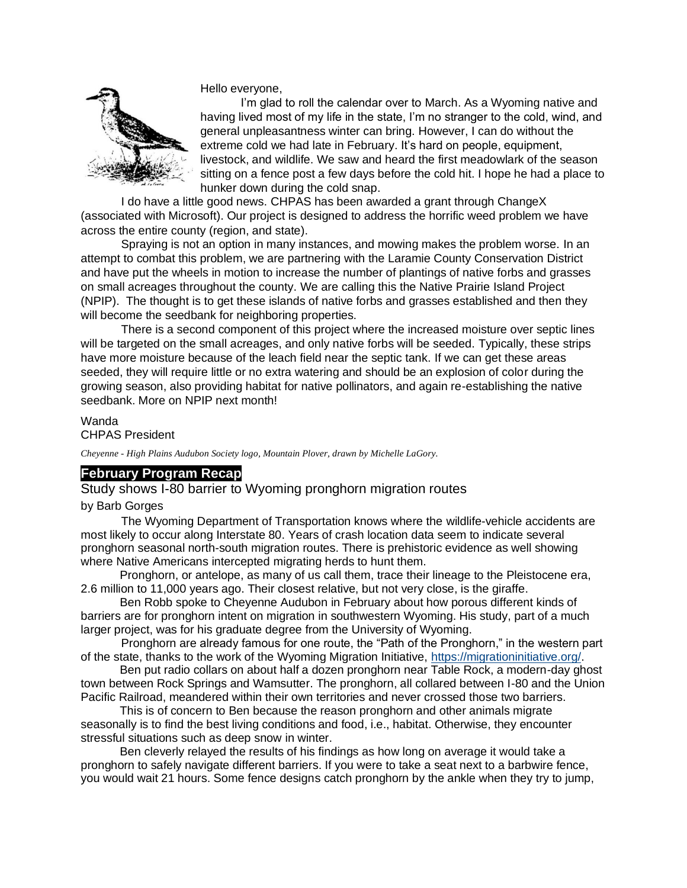Hello everyone,

I'm glad to roll the calendar over to March. As a Wyoming native and having lived most of my life in the state, I'm no stranger to the cold, wind, and general unpleasantness winter can bring. However, I can do without the extreme cold we had late in February. It's hard on people, equipment, livestock, and wildlife. We saw and heard the first meadowlark of the season sitting on a fence post a few days before the cold hit. I hope he had a place to hunker down during the cold snap.

I do have a little good news. CHPAS has been awarded a grant through ChangeX (associated with Microsoft). Our project is designed to address the horrific weed problem we have across the entire county (region, and state).

Spraying is not an option in many instances, and mowing makes the problem worse. In an attempt to combat this problem, we are partnering with the Laramie County Conservation District and have put the wheels in motion to increase the number of plantings of native forbs and grasses on small acreages throughout the county. We are calling this the Native Prairie Island Project (NPIP). The thought is to get these islands of native forbs and grasses established and then they will become the seedbank for neighboring properties.

There is a second component of this project where the increased moisture over septic lines will be targeted on the small acreages, and only native forbs will be seeded. Typically, these strips have more moisture because of the leach field near the septic tank. If we can get these areas seeded, they will require little or no extra watering and should be an explosion of color during the growing season, also providing habitat for native pollinators, and again re-establishing the native seedbank. More on NPIP next month!

Wanda
CHPAS President

*Cheyenne - High Plains Audubon Society logo, Mountain Plover, drawn by Michelle LaGory.*

## February Program Recap

### Study shows I-80 barrier to Wyoming pronghorn migration routes

by Barb Gorges

The Wyoming Department of Transportation knows where the wildlife-vehicle accidents are most likely to occur along Interstate 80. Years of crash location data seem to indicate several pronghorn seasonal north-south migration routes. There is prehistoric evidence as well showing where Native Americans intercepted migrating herds to hunt them.

Pronghorn, or antelope, as many of us call them, trace their lineage to the Pleistocene era, 2.6 million to 11,000 years ago. Their closest relative, but not very close, is the giraffe.

Ben Robb spoke to Cheyenne Audubon in February about how porous different kinds of barriers are for pronghorn intent on migration in southwestern Wyoming. His study, part of a much larger project, was for his graduate degree from the University of Wyoming.

Pronghorn are already famous for one route, the "Path of the Pronghorn," in the western part of the state, thanks to the work of the Wyoming Migration Initiative, https://migrationinitiative.org/.

Ben put radio collars on about half a dozen pronghorn near Table Rock, a modern-day ghost town between Rock Springs and Wamsutter. The pronghorn, all collared between I-80 and the Union Pacific Railroad, meandered within their own territories and never crossed those two barriers.

This is of concern to Ben because the reason pronghorn and other animals migrate seasonally is to find the best living conditions and food, i.e., habitat. Otherwise, they encounter stressful situations such as deep snow in winter.

Ben cleverly relayed the results of his findings as how long on average it would take a pronghorn to safely navigate different barriers. If you were to take a seat next to a barbwire fence, you would wait 21 hours. Some fence designs catch pronghorn by the ankle when they try to jump,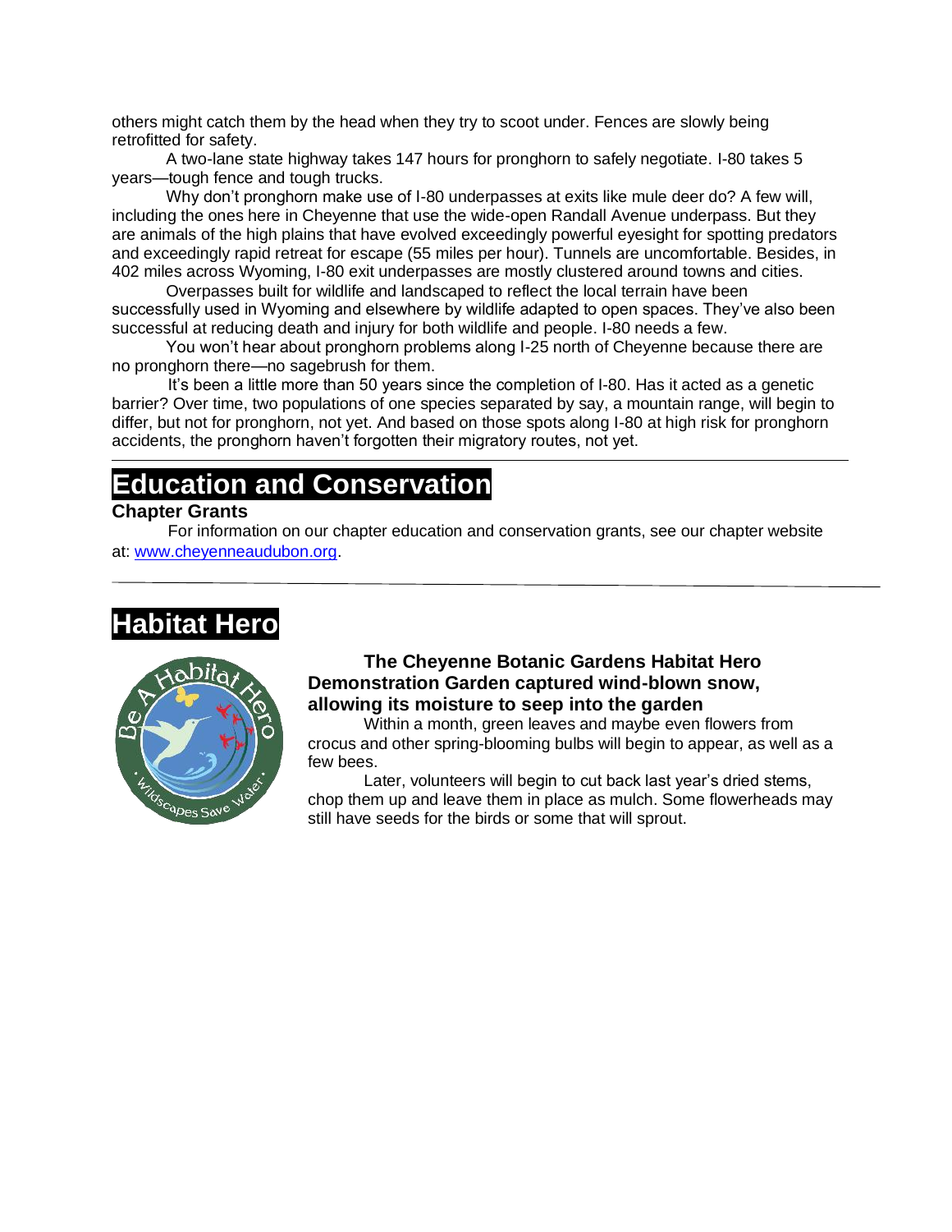others might catch them by the head when they try to scoot under. Fences are slowly being retrofitted for safety.

A two-lane state highway takes 147 hours for pronghorn to safely negotiate. I-80 takes 5 years—tough fence and tough trucks.

Why don't pronghorn make use of I-80 underpasses at exits like mule deer do? A few will, including the ones here in Cheyenne that use the wide-open Randall Avenue underpass. But they are animals of the high plains that have evolved exceedingly powerful eyesight for spotting predators and exceedingly rapid retreat for escape (55 miles per hour). Tunnels are uncomfortable. Besides, in 402 miles across Wyoming, I-80 exit underpasses are mostly clustered around towns and cities.

Overpasses built for wildlife and landscaped to reflect the local terrain have been successfully used in Wyoming and elsewhere by wildlife adapted to open spaces. They've also been successful at reducing death and injury for both wildlife and people. I-80 needs a few.

You won't hear about pronghorn problems along I-25 north of Cheyenne because there are no pronghorn there—no sagebrush for them.

It's been a little more than 50 years since the completion of I-80. Has it acted as a genetic barrier? Over time, two populations of one species separated by say, a mountain range, will begin to differ, but not for pronghorn, not yet. And based on those spots along I-80 at high risk for pronghorn accidents, the pronghorn haven't forgotten their migratory routes, not yet.

---

# Education and Conservation

**Chapter Grants**

For information on our chapter education and conservation grants, see our chapter website at: www.cheyenneaudubon.org.

---

# Habitat Hero

**The Cheyenne Botanic Gardens Habitat Hero Demonstration Garden captured wind-blown snow, allowing its moisture to seep into the garden**

Within a month, green leaves and maybe even flowers from crocus and other spring-blooming bulbs will begin to appear, as well as a few bees.

Later, volunteers will begin to cut back last year's dried stems, chop them up and leave them in place as mulch. Some flowerheads may still have seeds for the birds or some that will sprout.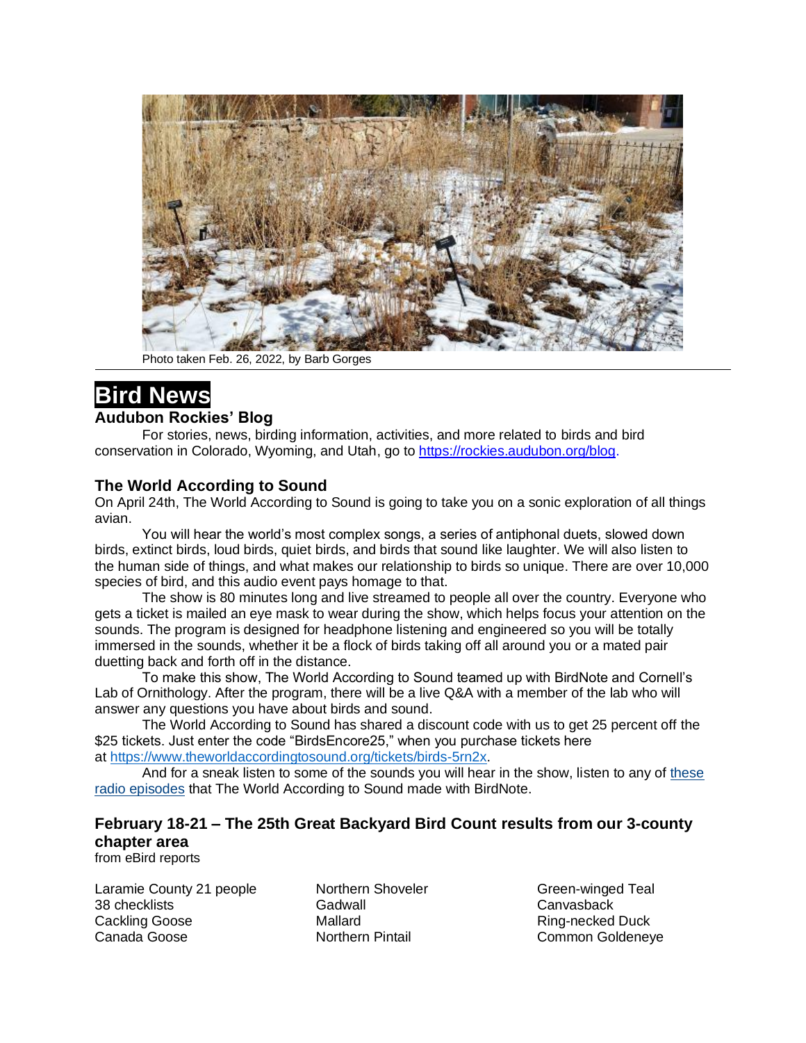Photo taken Feb. 26, 2022, by Barb Gorges

# Bird News

### Audubon Rockies' Blog

For stories, news, birding information, activities, and more related to birds and bird conservation in Colorado, Wyoming, and Utah, go to https://rockies.audubon.org/blog.

### The World According to Sound

On April 24th, The World According to Sound is going to take you on a sonic exploration of all things avian.

You will hear the world's most complex songs, a series of antiphonal duets, slowed down birds, extinct birds, loud birds, quiet birds, and birds that sound like laughter. We will also listen to the human side of things, and what makes our relationship to birds so unique. There are over 10,000 species of bird, and this audio event pays homage to that.

The show is 80 minutes long and live streamed to people all over the country. Everyone who gets a ticket is mailed an eye mask to wear during the show, which helps focus your attention on the sounds. The program is designed for headphone listening and engineered so you will be totally immersed in the sounds, whether it be a flock of birds taking off all around you or a mated pair duetting back and forth off in the distance.

To make this show, The World According to Sound teamed up with BirdNote and Cornell's Lab of Ornithology. After the program, there will be a live Q&A with a member of the lab who will answer any questions you have about birds and sound.

The World According to Sound has shared a discount code with us to get 25 percent off the $25 tickets. Just enter the code "BirdsEncore25," when you purchase tickets here at https://www.theworldaccordingtosound.org/tickets/birds-5rn2x.

And for a sneak listen to some of the sounds you will hear in the show, listen to any of these radio episodes that The World According to Sound made with BirdNote.

### February 18-21 – The 25th Great Backyard Bird Count results from our 3-county chapter area

from eBird reports

Laramie County 21 people
38 checklists
Cackling Goose
Canada Goose
Northern Shoveler
Gadwall
Mallard
Northern Pintail
Green-winged Teal
Canvasback
Ring-necked Duck
Common Goldeneye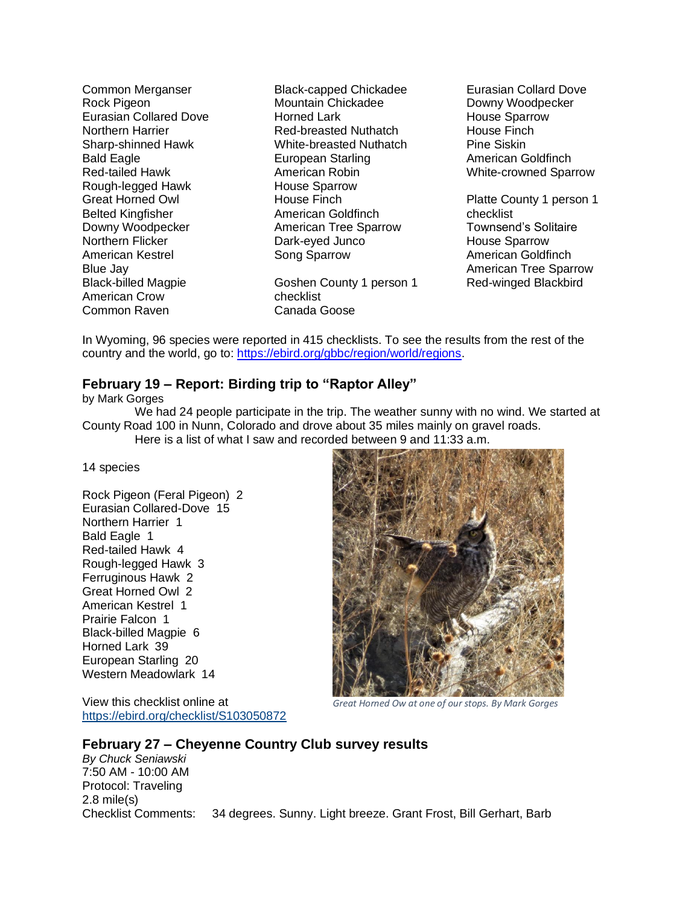Common Merganser
Rock Pigeon
Eurasian Collared Dove
Northern Harrier
Sharp-shinned Hawk
Bald Eagle
Red-tailed Hawk
Rough-legged Hawk
Great Horned Owl
Belted Kingfisher
Downy Woodpecker
Northern Flicker
American Kestrel
Blue Jay
Black-billed Magpie
American Crow
Common Raven
Black-capped Chickadee
Mountain Chickadee
Horned Lark
Red-breasted Nuthatch
White-breasted Nuthatch
European Starling
American Robin
House Sparrow
House Finch
American Goldfinch
American Tree Sparrow
Dark-eyed Junco
Song Sparrow

Goshen County 1 person 1 checklist
Canada Goose
Eurasian Collard Dove
Downy Woodpecker
House Sparrow
House Finch
Pine Siskin
American Goldfinch
White-crowned Sparrow

Platte County 1 person 1 checklist
Townsend's Solitaire
House Sparrow
American Goldfinch
American Tree Sparrow
Red-winged Blackbird

In Wyoming, 96 species were reported in 415 checklists. To see the results from the rest of the country and the world, go to: https://ebird.org/gbbc/region/world/regions.

### February 19 – Report: Birding trip to "Raptor Alley"

by Mark Gorges

We had 24 people participate in the trip. The weather sunny with no wind. We started at County Road 100 in Nunn, Colorado and drove about 35 miles mainly on gravel roads.

Here is a list of what I saw and recorded between 9 and 11:33 a.m.

14 species

Rock Pigeon (Feral Pigeon) 2
Eurasian Collared-Dove 15
Northern Harrier 1
Bald Eagle 1
Red-tailed Hawk 4
Rough-legged Hawk 3
Ferruginous Hawk 2
Great Horned Owl 2
American Kestrel 1
Prairie Falcon 1
Black-billed Magpie 6
Horned Lark 39
European Starling 20
Western Meadowlark 14

View this checklist online at https://ebird.org/checklist/S103050872

*Great Horned Ow at one of our stops. By Mark Gorges*

### February 27 – Cheyenne Country Club survey results

*By Chuck Seniawski*
7:50 AM - 10:00 AM
Protocol: Traveling
2.8 mile(s)
Checklist Comments: 34 degrees. Sunny. Light breeze. Grant Frost, Bill Gerhart, Barb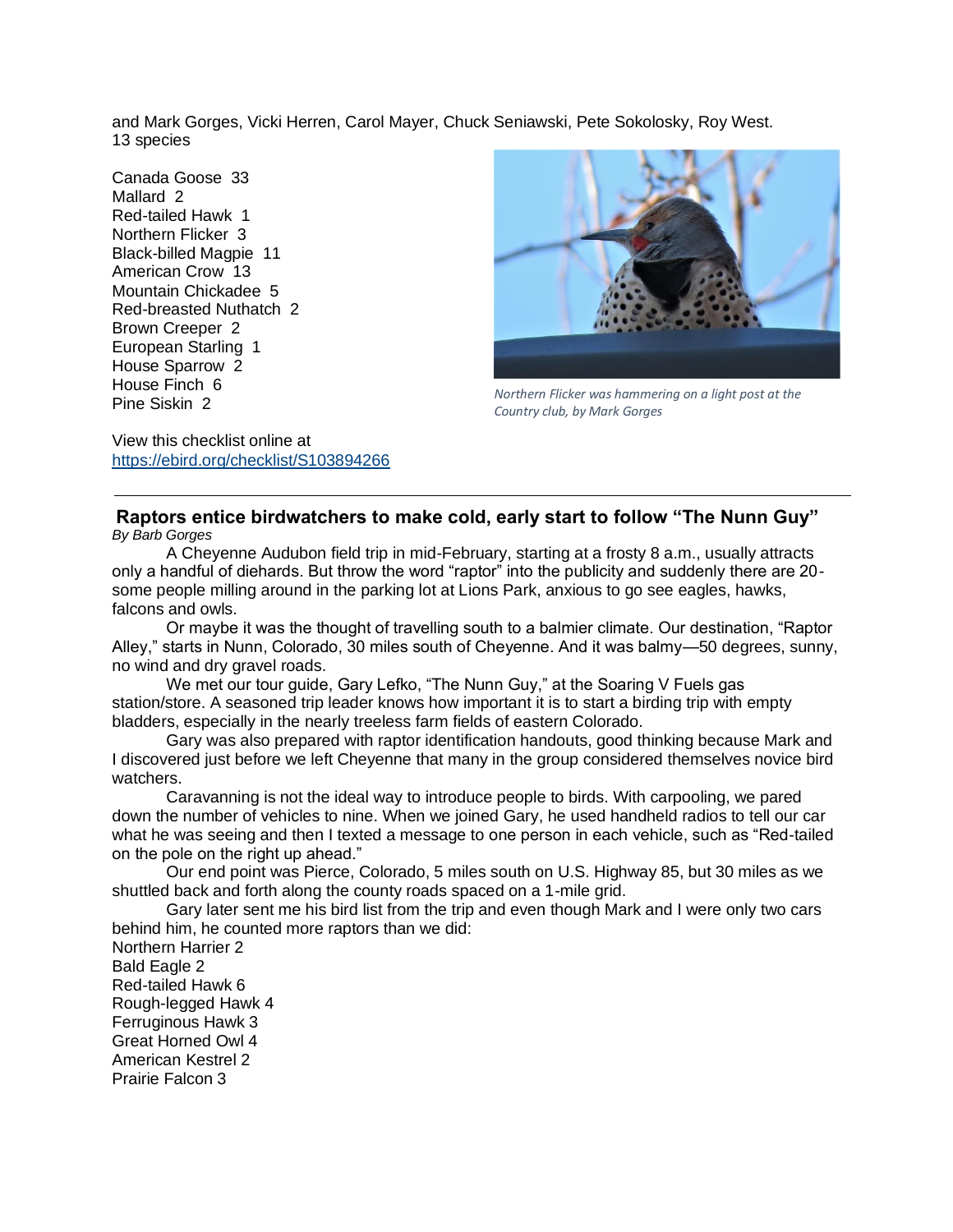and Mark Gorges, Vicki Herren, Carol Mayer, Chuck Seniawski, Pete Sokolosky, Roy West.
13 species

Canada Goose 33
Mallard 2
Red-tailed Hawk 1
Northern Flicker 3
Black-billed Magpie 11
American Crow 13
Mountain Chickadee 5
Red-breasted Nuthatch 2
Brown Creeper 2
European Starling 1
House Sparrow 2
House Finch 6
Pine Siskin 2

*Northern Flicker was hammering on a light post at the Country club, by Mark Gorges*

View this checklist online at https://ebird.org/checklist/S103894266

---

## Raptors entice birdwatchers to make cold, early start to follow "The Nunn Guy"

*By Barb Gorges*

A Cheyenne Audubon field trip in mid-February, starting at a frosty 8 a.m., usually attracts only a handful of diehards. But throw the word "raptor" into the publicity and suddenly there are 20-some people milling around in the parking lot at Lions Park, anxious to go see eagles, hawks, falcons and owls.

Or maybe it was the thought of travelling south to a balmier climate. Our destination, "Raptor Alley," starts in Nunn, Colorado, 30 miles south of Cheyenne. And it was balmy—50 degrees, sunny, no wind and dry gravel roads.

We met our tour guide, Gary Lefko, "The Nunn Guy," at the Soaring V Fuels gas station/store. A seasoned trip leader knows how important it is to start a birding trip with empty bladders, especially in the nearly treeless farm fields of eastern Colorado.

Gary was also prepared with raptor identification handouts, good thinking because Mark and I discovered just before we left Cheyenne that many in the group considered themselves novice bird watchers.

Caravanning is not the ideal way to introduce people to birds. With carpooling, we pared down the number of vehicles to nine. When we joined Gary, he used handheld radios to tell our car what he was seeing and then I texted a message to one person in each vehicle, such as "Red-tailed on the pole on the right up ahead."

Our end point was Pierce, Colorado, 5 miles south on U.S. Highway 85, but 30 miles as we shuttled back and forth along the county roads spaced on a 1-mile grid.

Gary later sent me his bird list from the trip and even though Mark and I were only two cars behind him, he counted more raptors than we did:

Northern Harrier 2
Bald Eagle 2
Red-tailed Hawk 6
Rough-legged Hawk 4
Ferruginous Hawk 3
Great Horned Owl 4
American Kestrel 2
Prairie Falcon 3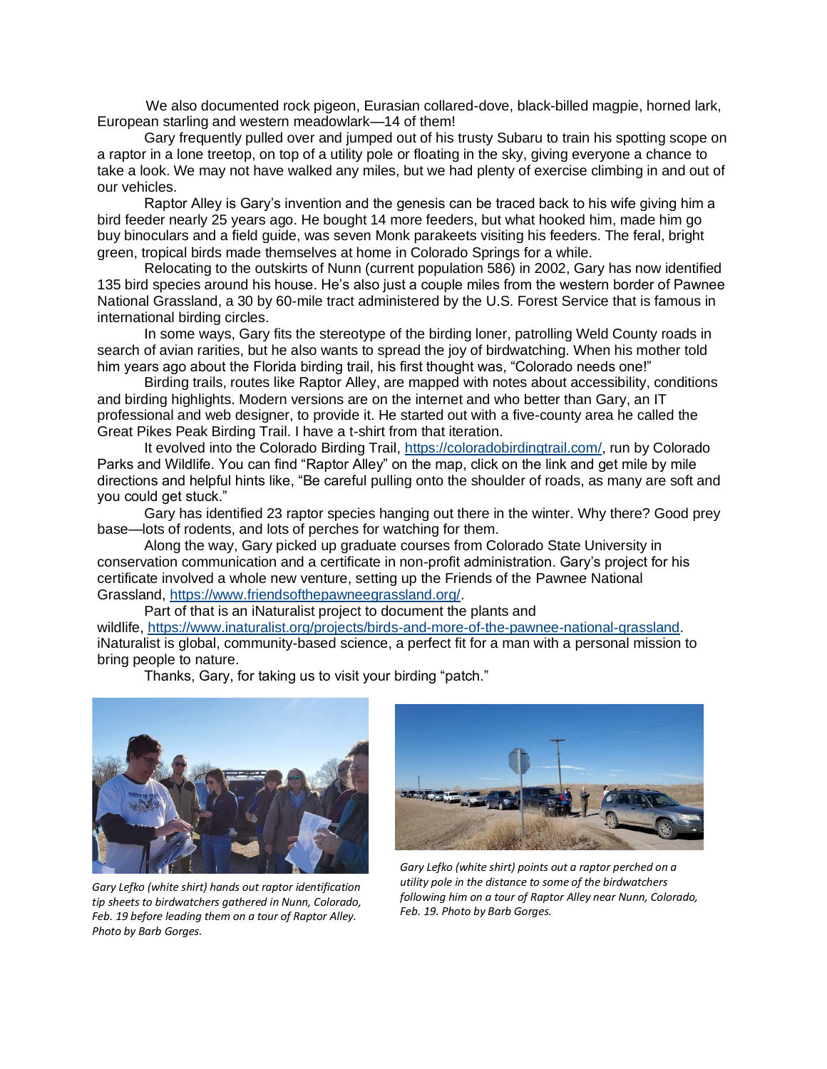We also documented rock pigeon, Eurasian collared-dove, black-billed magpie, horned lark, European starling and western meadowlark—14 of them!

Gary frequently pulled over and jumped out of his trusty Subaru to train his spotting scope on a raptor in a lone treetop, on top of a utility pole or floating in the sky, giving everyone a chance to take a look. We may not have walked any miles, but we had plenty of exercise climbing in and out of our vehicles.

Raptor Alley is Gary's invention and the genesis can be traced back to his wife giving him a bird feeder nearly 25 years ago. He bought 14 more feeders, but what hooked him, made him go buy binoculars and a field guide, was seven Monk parakeets visiting his feeders. The feral, bright green, tropical birds made themselves at home in Colorado Springs for a while.

Relocating to the outskirts of Nunn (current population 586) in 2002, Gary has now identified 135 bird species around his house. He's also just a couple miles from the western border of Pawnee National Grassland, a 30 by 60-mile tract administered by the U.S. Forest Service that is famous in international birding circles.

In some ways, Gary fits the stereotype of the birding loner, patrolling Weld County roads in search of avian rarities, but he also wants to spread the joy of birdwatching. When his mother told him years ago about the Florida birding trail, his first thought was, "Colorado needs one!"

Birding trails, routes like Raptor Alley, are mapped with notes about accessibility, conditions and birding highlights. Modern versions are on the internet and who better than Gary, an IT professional and web designer, to provide it. He started out with a five-county area he called the Great Pikes Peak Birding Trail. I have a t-shirt from that iteration.

It evolved into the Colorado Birding Trail, https://coloradobirdingtrail.com/, run by Colorado Parks and Wildlife. You can find "Raptor Alley" on the map, click on the link and get mile by mile directions and helpful hints like, "Be careful pulling onto the shoulder of roads, as many are soft and you could get stuck."

Gary has identified 23 raptor species hanging out there in the winter. Why there? Good prey base—lots of rodents, and lots of perches for watching for them.

Along the way, Gary picked up graduate courses from Colorado State University in conservation communication and a certificate in non-profit administration. Gary's project for his certificate involved a whole new venture, setting up the Friends of the Pawnee National Grassland, https://www.friendsofthepawneegrassland.org/.

Part of that is an iNaturalist project to document the plants and wildlife, https://www.inaturalist.org/projects/birds-and-more-of-the-pawnee-national-grassland. iNaturalist is global, community-based science, a perfect fit for a man with a personal mission to bring people to nature.

Thanks, Gary, for taking us to visit your birding "patch."

*Gary Lefko (white shirt) hands out raptor identification tip sheets to birdwatchers gathered in Nunn, Colorado, Feb. 19 before leading them on a tour of Raptor Alley. Photo by Barb Gorges.*

*Gary Lefko (white shirt) points out a raptor perched on a utility pole in the distance to some of the birdwatchers following him on a tour of Raptor Alley near Nunn, Colorado, Feb. 19. Photo by Barb Gorges.*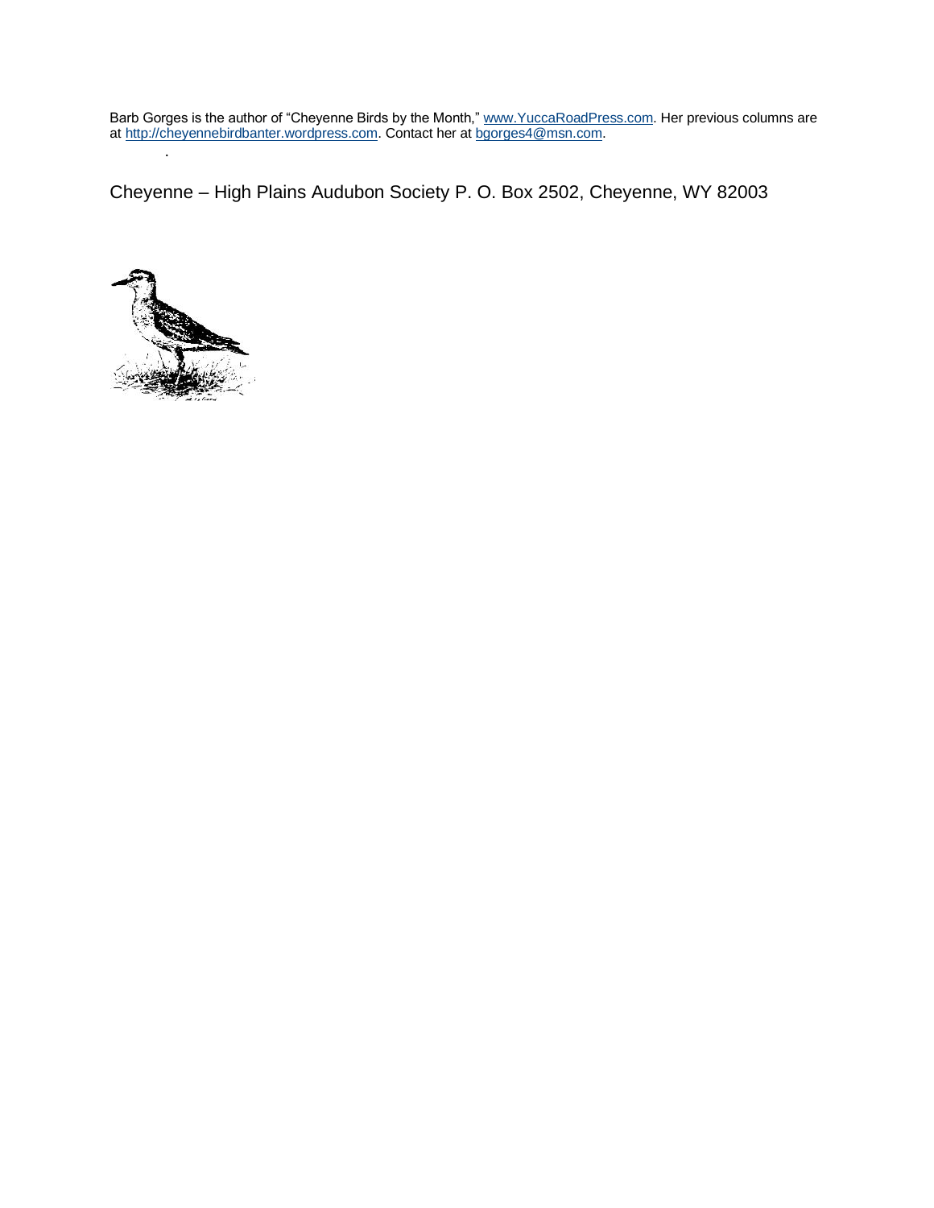Barb Gorges is the author of "Cheyenne Birds by the Month," www.YuccaRoadPress.com. Her previous columns are at http://cheyennebirdbanter.wordpress.com. Contact her at bgorges4@msn.com.

Cheyenne – High Plains Audubon Society P. O. Box 2502, Cheyenne, WY 82003